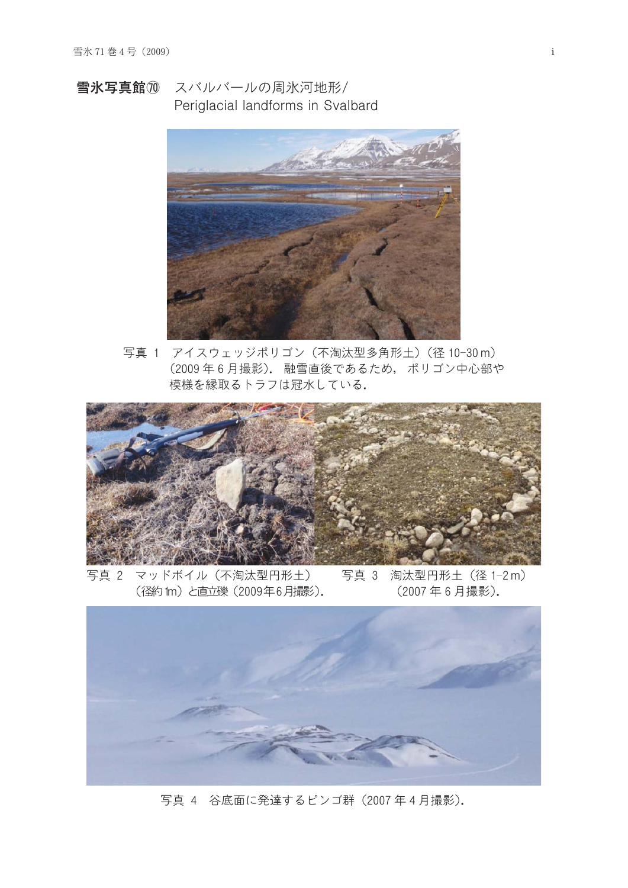# 雪氷写真館⑳ スバルバールの周氷河地形/ Periglacial landforms in Svalbard

写真 1　アイスウェッジポリゴン（不淘汰型多角形土）（径 10-30 m）（2009 年 6 月撮影）．融雪直後であるため，ポリゴン中心部や模様を縁取るトラフは冠水している．

写真 2　マッドボイル（不淘汰型円形土）（径約 1m）と直立礫（2009年6月撮影）．

写真 3　淘汰型円形土（径 1-2 m）（2007 年 6 月撮影）．

写真 4　谷底面に発達するピンゴ群（2007 年 4 月撮影）．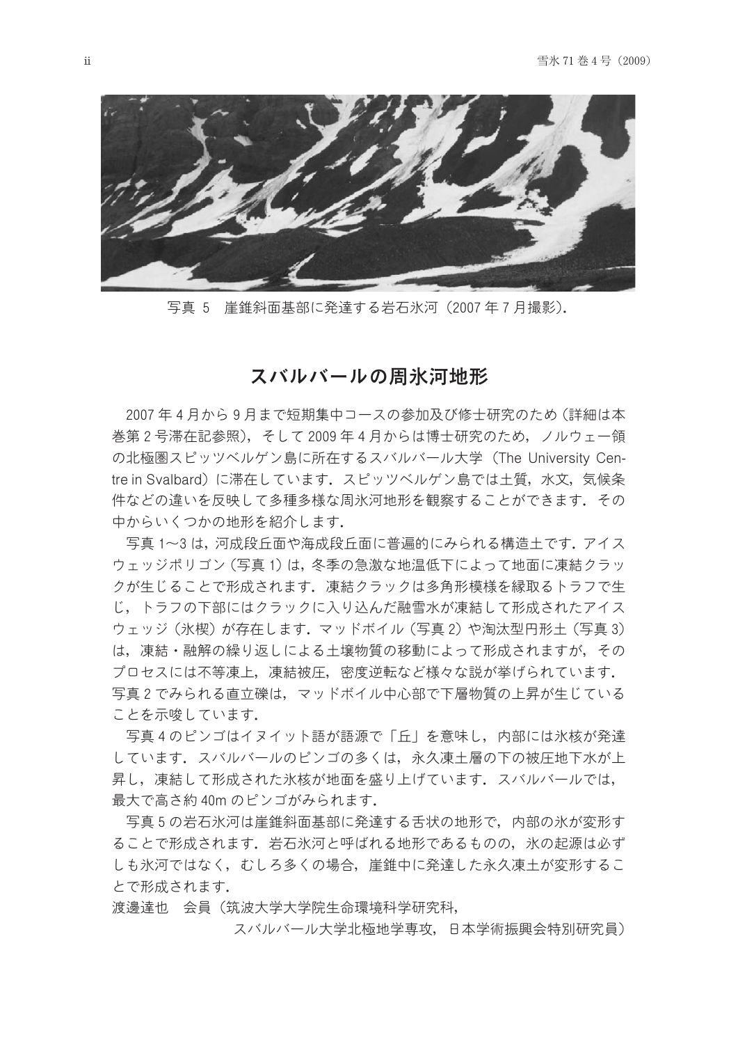写真 5　崖錐斜面基部に発達する岩石氷河（2007 年 7 月撮影）．

## スバルバールの周氷河地形

2007 年 4 月から 9 月まで短期集中コースの参加及び修士研究のため（詳細は本巻第 2 号滞在記参照），そして 2009 年 4 月からは博士研究のため，ノルウェー領の北極圏スピッツベルゲン島に所在するスバルバール大学（The University Centre in Svalbard）に滞在しています．スピッツベルゲン島では土質，水文，気候条件などの違いを反映して多種多様な周氷河地形を観察することができます．その中からいくつかの地形を紹介します．

写真 1〜3 は，河成段丘面や海成段丘面に普遍的にみられる構造土です．アイスウェッジポリゴン（写真 1）は，冬季の急激な地温低下によって地面に凍結クラックが生じることで形成されます．凍結クラックは多角形模様を縁取るトラフで生じ，トラフの下部にはクラックに入り込んだ融雪水が凍結して形成されたアイスウェッジ（氷楔）が存在します．マッドボイル（写真 2）や淘汰型円形土（写真 3）は，凍結・融解の繰り返しによる土壌物質の移動によって形成されますが，そのプロセスには不等凍上，凍結被圧，密度逆転など様々な説が挙げられています．写真 2 でみられる直立礫は，マッドボイル中心部で下層物質の上昇が生じていることを示唆しています．

写真 4 のピンゴはイヌイット語が語源で「丘」を意味し，内部には氷核が発達しています．スバルバールのピンゴの多くは，永久凍土層の下の被圧地下水が上昇し，凍結して形成された氷核が地面を盛り上げています．スバルバールでは，最大で高さ約 40m のピンゴがみられます．

写真 5 の岩石氷河は崖錐斜面基部に発達する舌状の地形で，内部の氷が変形することで形成されます．岩石氷河と呼ばれる地形であるものの，氷の起源は必ずしも氷河ではなく，むしろ多くの場合，崖錐中に発達した永久凍土が変形することで形成されます．

渡邉達也　会員（筑波大学大学院生命環境科学研究科，
スバルバール大学北極地学専攻，日本学術振興会特別研究員）